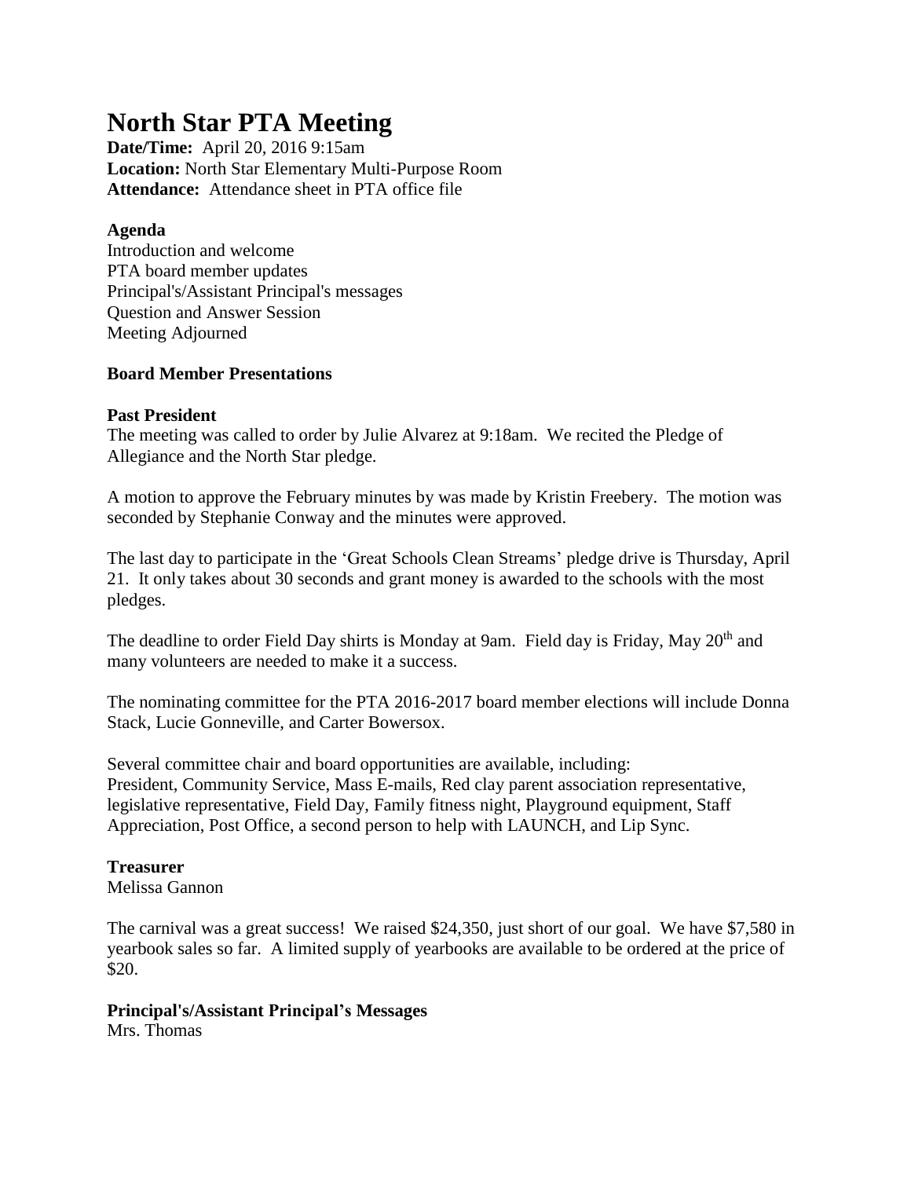# North Star PTA Meeting

**Date/Time:** April 20, 2016 9:15am
**Location:** North Star Elementary Multi-Purpose Room
**Attendance:** Attendance sheet in PTA office file

**Agenda**

Introduction and welcome
PTA board member updates
Principal's/Assistant Principal's messages
Question and Answer Session
Meeting Adjourned

**Board Member Presentations**

**Past President**

The meeting was called to order by Julie Alvarez at 9:18am. We recited the Pledge of Allegiance and the North Star pledge.

A motion to approve the February minutes by was made by Kristin Freebery. The motion was seconded by Stephanie Conway and the minutes were approved.

The last day to participate in the 'Great Schools Clean Streams' pledge drive is Thursday, April 21. It only takes about 30 seconds and grant money is awarded to the schools with the most pledges.

The deadline to order Field Day shirts is Monday at 9am. Field day is Friday, May 20th and many volunteers are needed to make it a success.

The nominating committee for the PTA 2016-2017 board member elections will include Donna Stack, Lucie Gonneville, and Carter Bowersox.

Several committee chair and board opportunities are available, including:
President, Community Service, Mass E-mails, Red clay parent association representative, legislative representative, Field Day, Family fitness night, Playground equipment, Staff Appreciation, Post Office, a second person to help with LAUNCH, and Lip Sync.

**Treasurer**

Melissa Gannon

The carnival was a great success! We raised $24,350, just short of our goal. We have $7,580 in yearbook sales so far. A limited supply of yearbooks are available to be ordered at the price of $20.

**Principal's/Assistant Principal's Messages**

Mrs. Thomas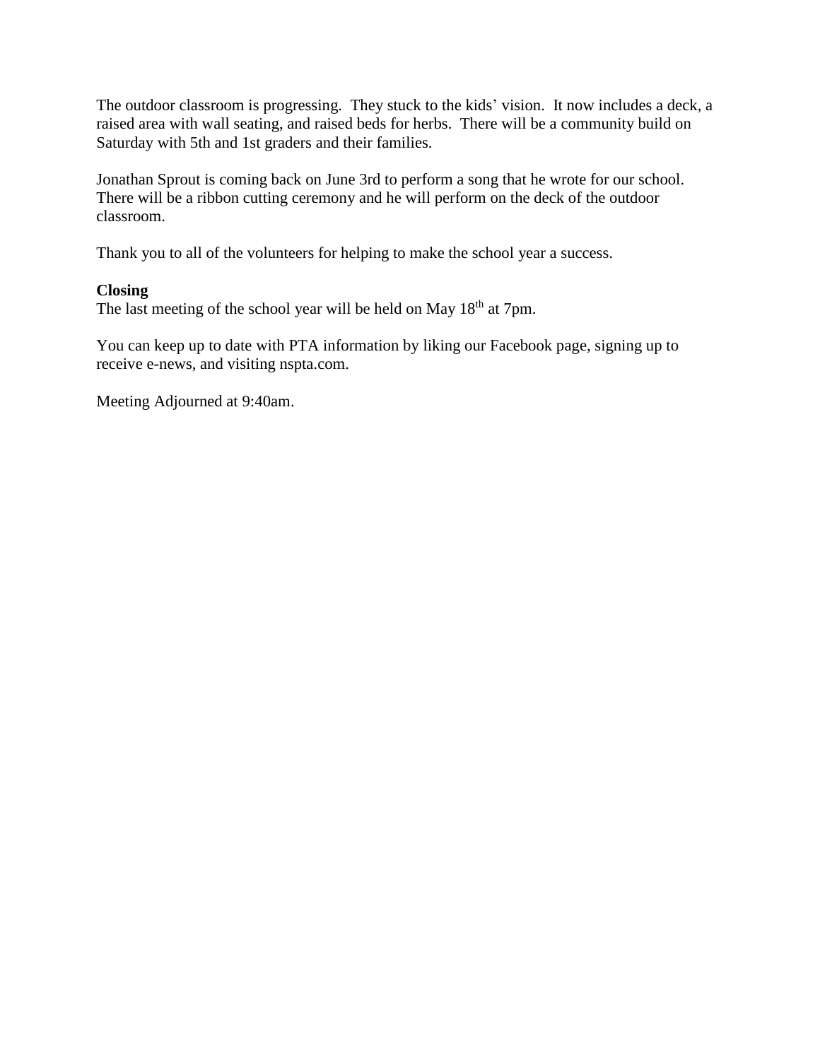The outdoor classroom is progressing.  They stuck to the kids' vision.  It now includes a deck, a raised area with wall seating, and raised beds for herbs.  There will be a community build on Saturday with 5th and 1st graders and their families.

Jonathan Sprout is coming back on June 3rd to perform a song that he wrote for our school. There will be a ribbon cutting ceremony and he will perform on the deck of the outdoor classroom.

Thank you to all of the volunteers for helping to make the school year a success.

**Closing**
The last meeting of the school year will be held on May 18th at 7pm.

You can keep up to date with PTA information by liking our Facebook page, signing up to receive e-news, and visiting nspta.com.

Meeting Adjourned at 9:40am.